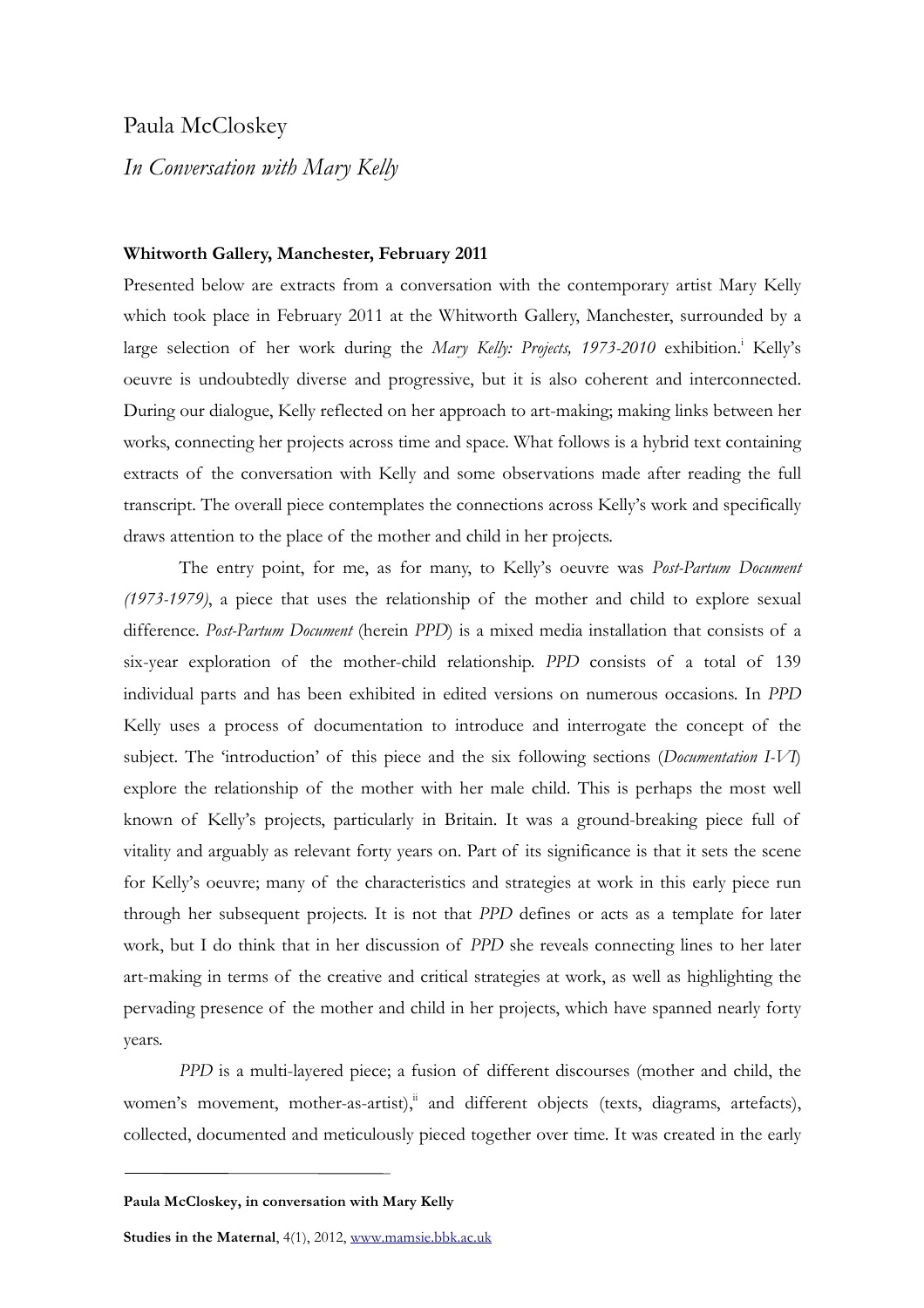# Paula McCloskey

## *In Conversation with Mary Kelly*

**Whitworth Gallery, Manchester, February 2011**

Presented below are extracts from a conversation with the contemporary artist Mary Kelly which took place in February 2011 at the Whitworth Gallery, Manchester, surrounded by a large selection of her work during the *Mary Kelly: Projects, 1973-2010* exhibition.[i] Kelly's oeuvre is undoubtedly diverse and progressive, but it is also coherent and interconnected. During our dialogue, Kelly reflected on her approach to art-making; making links between her works, connecting her projects across time and space. What follows is a hybrid text containing extracts of the conversation with Kelly and some observations made after reading the full transcript. The overall piece contemplates the connections across Kelly's work and specifically draws attention to the place of the mother and child in her projects.

The entry point, for me, as for many, to Kelly's oeuvre was *Post-Partum Document (1973-1979)*, a piece that uses the relationship of the mother and child to explore sexual difference. *Post-Partum Document* (herein *PPD*) is a mixed media installation that consists of a six-year exploration of the mother-child relationship. *PPD* consists of a total of 139 individual parts and has been exhibited in edited versions on numerous occasions. In *PPD* Kelly uses a process of documentation to introduce and interrogate the concept of the subject. The 'introduction' of this piece and the six following sections (*Documentation I-VI*) explore the relationship of the mother with her male child. This is perhaps the most well known of Kelly's projects, particularly in Britain. It was a ground-breaking piece full of vitality and arguably as relevant forty years on. Part of its significance is that it sets the scene for Kelly's oeuvre; many of the characteristics and strategies at work in this early piece run through her subsequent projects. It is not that *PPD* defines or acts as a template for later work, but I do think that in her discussion of *PPD* she reveals connecting lines to her later art-making in terms of the creative and critical strategies at work, as well as highlighting the pervading presence of the mother and child in her projects, which have spanned nearly forty years.

*PPD* is a multi-layered piece; a fusion of different discourses (mother and child, the women's movement, mother-as-artist),[ii] and different objects (texts, diagrams, artefacts), collected, documented and meticulously pieced together over time. It was created in the early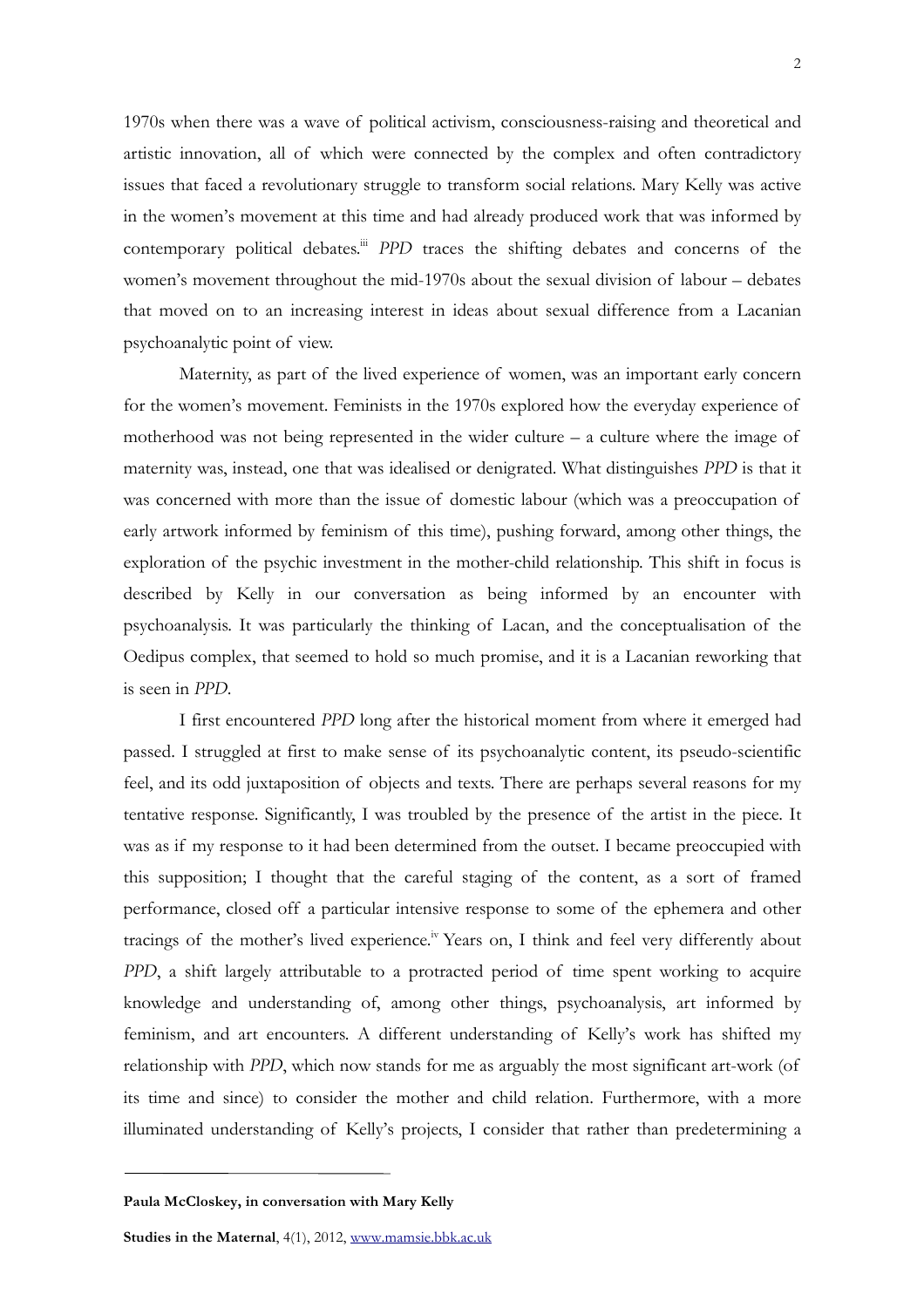1970s when there was a wave of political activism, consciousness-raising and theoretical and artistic innovation, all of which were connected by the complex and often contradictory issues that faced a revolutionary struggle to transform social relations. Mary Kelly was active in the women's movement at this time and had already produced work that was informed by contemporary political debates.[iii] *PPD* traces the shifting debates and concerns of the women's movement throughout the mid-1970s about the sexual division of labour – debates that moved on to an increasing interest in ideas about sexual difference from a Lacanian psychoanalytic point of view.

Maternity, as part of the lived experience of women, was an important early concern for the women's movement. Feminists in the 1970s explored how the everyday experience of motherhood was not being represented in the wider culture – a culture where the image of maternity was, instead, one that was idealised or denigrated. What distinguishes *PPD* is that it was concerned with more than the issue of domestic labour (which was a preoccupation of early artwork informed by feminism of this time), pushing forward, among other things, the exploration of the psychic investment in the mother-child relationship. This shift in focus is described by Kelly in our conversation as being informed by an encounter with psychoanalysis. It was particularly the thinking of Lacan, and the conceptualisation of the Oedipus complex, that seemed to hold so much promise, and it is a Lacanian reworking that is seen in *PPD*.

I first encountered *PPD* long after the historical moment from where it emerged had passed. I struggled at first to make sense of its psychoanalytic content, its pseudo-scientific feel, and its odd juxtaposition of objects and texts. There are perhaps several reasons for my tentative response. Significantly, I was troubled by the presence of the artist in the piece. It was as if my response to it had been determined from the outset. I became preoccupied with this supposition; I thought that the careful staging of the content, as a sort of framed performance, closed off a particular intensive response to some of the ephemera and other tracings of the mother's lived experience.[iv] Years on, I think and feel very differently about *PPD*, a shift largely attributable to a protracted period of time spent working to acquire knowledge and understanding of, among other things, psychoanalysis, art informed by feminism, and art encounters. A different understanding of Kelly's work has shifted my relationship with *PPD*, which now stands for me as arguably the most significant art-work (of its time and since) to consider the mother and child relation. Furthermore, with a more illuminated understanding of Kelly's projects, I consider that rather than predetermining a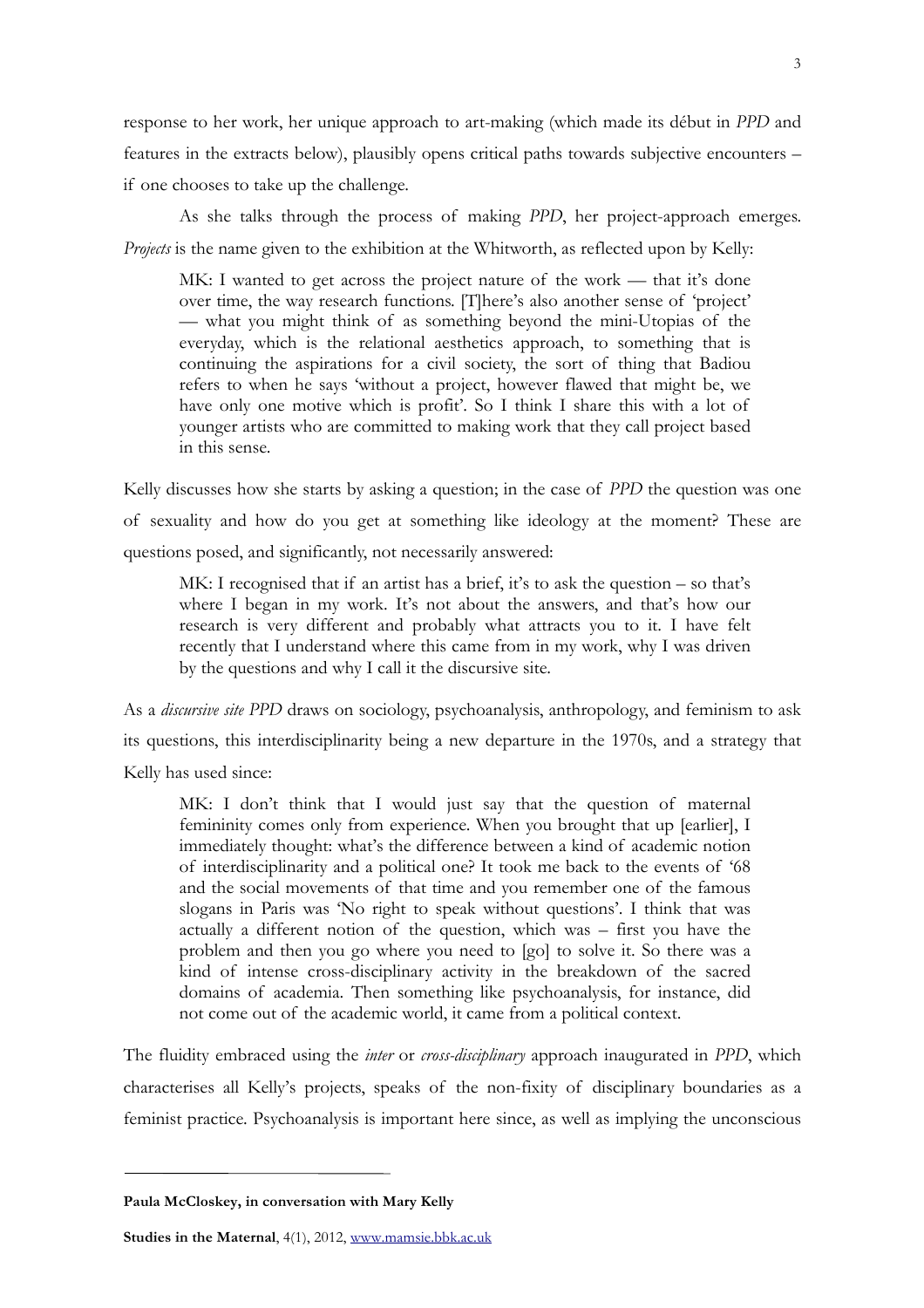response to her work, her unique approach to art-making (which made its début in *PPD* and features in the extracts below), plausibly opens critical paths towards subjective encounters – if one chooses to take up the challenge.

As she talks through the process of making *PPD*, her project-approach emerges. *Projects* is the name given to the exhibition at the Whitworth, as reflected upon by Kelly:

> MK: I wanted to get across the project nature of the work — that it's done over time, the way research functions. [T]here's also another sense of 'project' — what you might think of as something beyond the mini-Utopias of the everyday, which is the relational aesthetics approach, to something that is continuing the aspirations for a civil society, the sort of thing that Badiou refers to when he says 'without a project, however flawed that might be, we have only one motive which is profit'. So I think I share this with a lot of younger artists who are committed to making work that they call project based in this sense.

Kelly discusses how she starts by asking a question; in the case of *PPD* the question was one of sexuality and how do you get at something like ideology at the moment? These are questions posed, and significantly, not necessarily answered:

> MK: I recognised that if an artist has a brief, it's to ask the question – so that's where I began in my work. It's not about the answers, and that's how our research is very different and probably what attracts you to it. I have felt recently that I understand where this came from in my work, why I was driven by the questions and why I call it the discursive site.

As a *discursive site PPD* draws on sociology, psychoanalysis, anthropology, and feminism to ask its questions, this interdisciplinarity being a new departure in the 1970s, and a strategy that Kelly has used since:

> MK: I don't think that I would just say that the question of maternal femininity comes only from experience. When you brought that up [earlier], I immediately thought: what's the difference between a kind of academic notion of interdisciplinarity and a political one? It took me back to the events of '68 and the social movements of that time and you remember one of the famous slogans in Paris was 'No right to speak without questions'. I think that was actually a different notion of the question, which was – first you have the problem and then you go where you need to [go] to solve it. So there was a kind of intense cross-disciplinary activity in the breakdown of the sacred domains of academia. Then something like psychoanalysis, for instance, did not come out of the academic world, it came from a political context.

The fluidity embraced using the *inter* or *cross-disciplinary* approach inaugurated in *PPD*, which characterises all Kelly's projects, speaks of the non-fixity of disciplinary boundaries as a feminist practice. Psychoanalysis is important here since, as well as implying the unconscious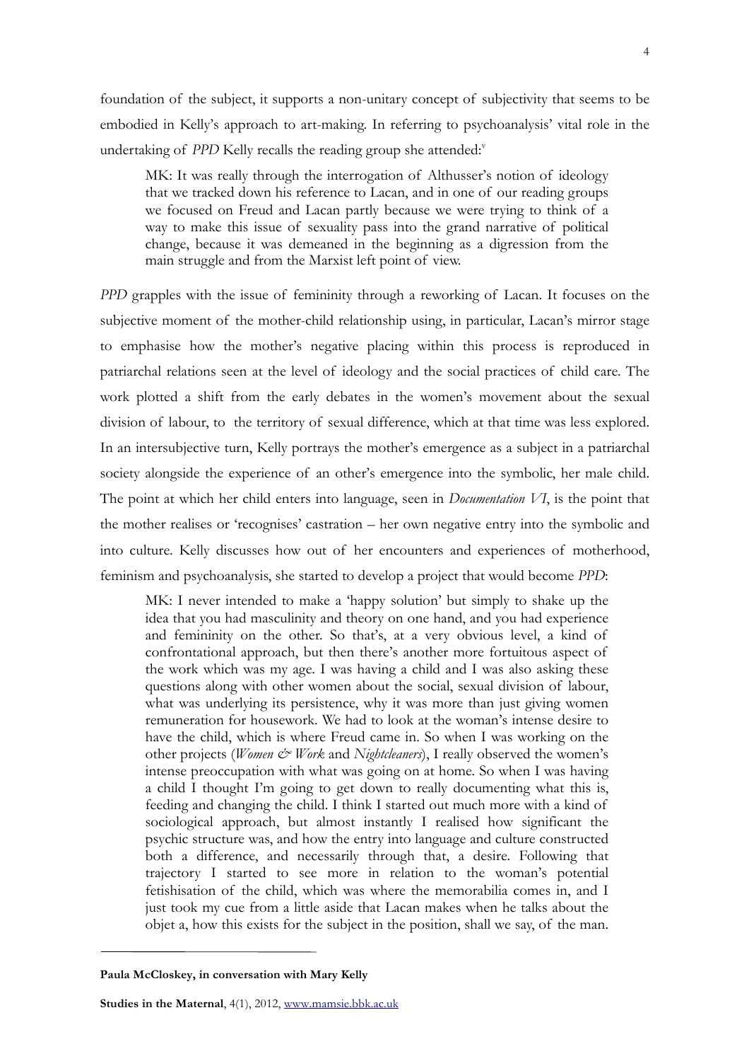foundation of the subject, it supports a non-unitary concept of subjectivity that seems to be embodied in Kelly's approach to art-making. In referring to psychoanalysis' vital role in the undertaking of *PPD* Kelly recalls the reading group she attended:[v]

> MK: It was really through the interrogation of Althusser's notion of ideology that we tracked down his reference to Lacan, and in one of our reading groups we focused on Freud and Lacan partly because we were trying to think of a way to make this issue of sexuality pass into the grand narrative of political change, because it was demeaned in the beginning as a digression from the main struggle and from the Marxist left point of view.

*PPD* grapples with the issue of femininity through a reworking of Lacan. It focuses on the subjective moment of the mother-child relationship using, in particular, Lacan's mirror stage to emphasise how the mother's negative placing within this process is reproduced in patriarchal relations seen at the level of ideology and the social practices of child care. The work plotted a shift from the early debates in the women's movement about the sexual division of labour, to the territory of sexual difference, which at that time was less explored. In an intersubjective turn, Kelly portrays the mother's emergence as a subject in a patriarchal society alongside the experience of an other's emergence into the symbolic, her male child. The point at which her child enters into language, seen in *Documentation VI*, is the point that the mother realises or 'recognises' castration – her own negative entry into the symbolic and into culture. Kelly discusses how out of her encounters and experiences of motherhood, feminism and psychoanalysis, she started to develop a project that would become *PPD*:

> MK: I never intended to make a 'happy solution' but simply to shake up the idea that you had masculinity and theory on one hand, and you had experience and femininity on the other. So that's, at a very obvious level, a kind of confrontational approach, but then there's another more fortuitous aspect of the work which was my age. I was having a child and I was also asking these questions along with other women about the social, sexual division of labour, what was underlying its persistence, why it was more than just giving women remuneration for housework. We had to look at the woman's intense desire to have the child, which is where Freud came in. So when I was working on the other projects (*Women & Work* and *Nightcleaners*), I really observed the women's intense preoccupation with what was going on at home. So when I was having a child I thought I'm going to get down to really documenting what this is, feeding and changing the child. I think I started out much more with a kind of sociological approach, but almost instantly I realised how significant the psychic structure was, and how the entry into language and culture constructed both a difference, and necessarily through that, a desire. Following that trajectory I started to see more in relation to the woman's potential fetishisation of the child, which was where the memorabilia comes in, and I just took my cue from a little aside that Lacan makes when he talks about the objet a, how this exists for the subject in the position, shall we say, of the man.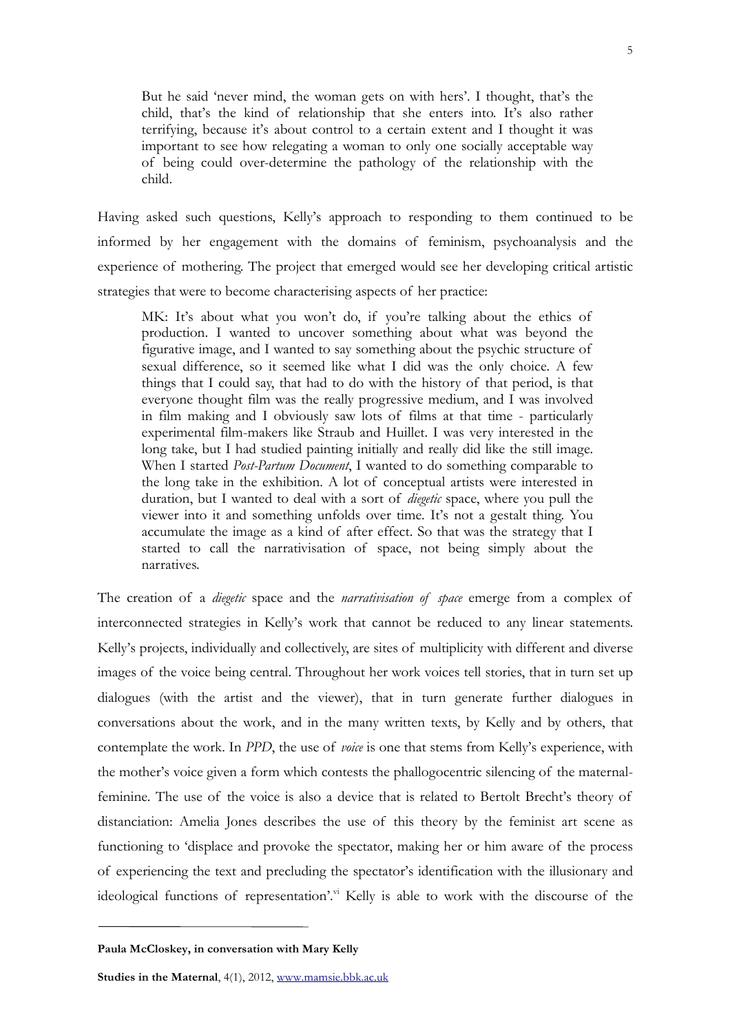> But he said 'never mind, the woman gets on with hers'. I thought, that's the child, that's the kind of relationship that she enters into. It's also rather terrifying, because it's about control to a certain extent and I thought it was important to see how relegating a woman to only one socially acceptable way of being could over-determine the pathology of the relationship with the child.

Having asked such questions, Kelly's approach to responding to them continued to be informed by her engagement with the domains of feminism, psychoanalysis and the experience of mothering. The project that emerged would see her developing critical artistic strategies that were to become characterising aspects of her practice:

> MK: It's about what you won't do, if you're talking about the ethics of production. I wanted to uncover something about what was beyond the figurative image, and I wanted to say something about the psychic structure of sexual difference, so it seemed like what I did was the only choice. A few things that I could say, that had to do with the history of that period, is that everyone thought film was the really progressive medium, and I was involved in film making and I obviously saw lots of films at that time - particularly experimental film-makers like Straub and Huillet. I was very interested in the long take, but I had studied painting initially and really did like the still image. When I started *Post-Partum Document*, I wanted to do something comparable to the long take in the exhibition. A lot of conceptual artists were interested in duration, but I wanted to deal with a sort of *diegetic* space, where you pull the viewer into it and something unfolds over time. It's not a gestalt thing. You accumulate the image as a kind of after effect. So that was the strategy that I started to call the narrativisation of space, not being simply about the narratives.

The creation of a *diegetic* space and the *narrativisation of space* emerge from a complex of interconnected strategies in Kelly's work that cannot be reduced to any linear statements. Kelly's projects, individually and collectively, are sites of multiplicity with different and diverse images of the voice being central. Throughout her work voices tell stories, that in turn set up dialogues (with the artist and the viewer), that in turn generate further dialogues in conversations about the work, and in the many written texts, by Kelly and by others, that contemplate the work. In *PPD*, the use of *voice* is one that stems from Kelly's experience, with the mother's voice given a form which contests the phallogocentric silencing of the maternal-feminine. The use of the voice is also a device that is related to Bertolt Brecht's theory of distanciation: Amelia Jones describes the use of this theory by the feminist art scene as functioning to 'displace and provoke the spectator, making her or him aware of the process of experiencing the text and precluding the spectator's identification with the illusionary and ideological functions of representation'.[vi] Kelly is able to work with the discourse of the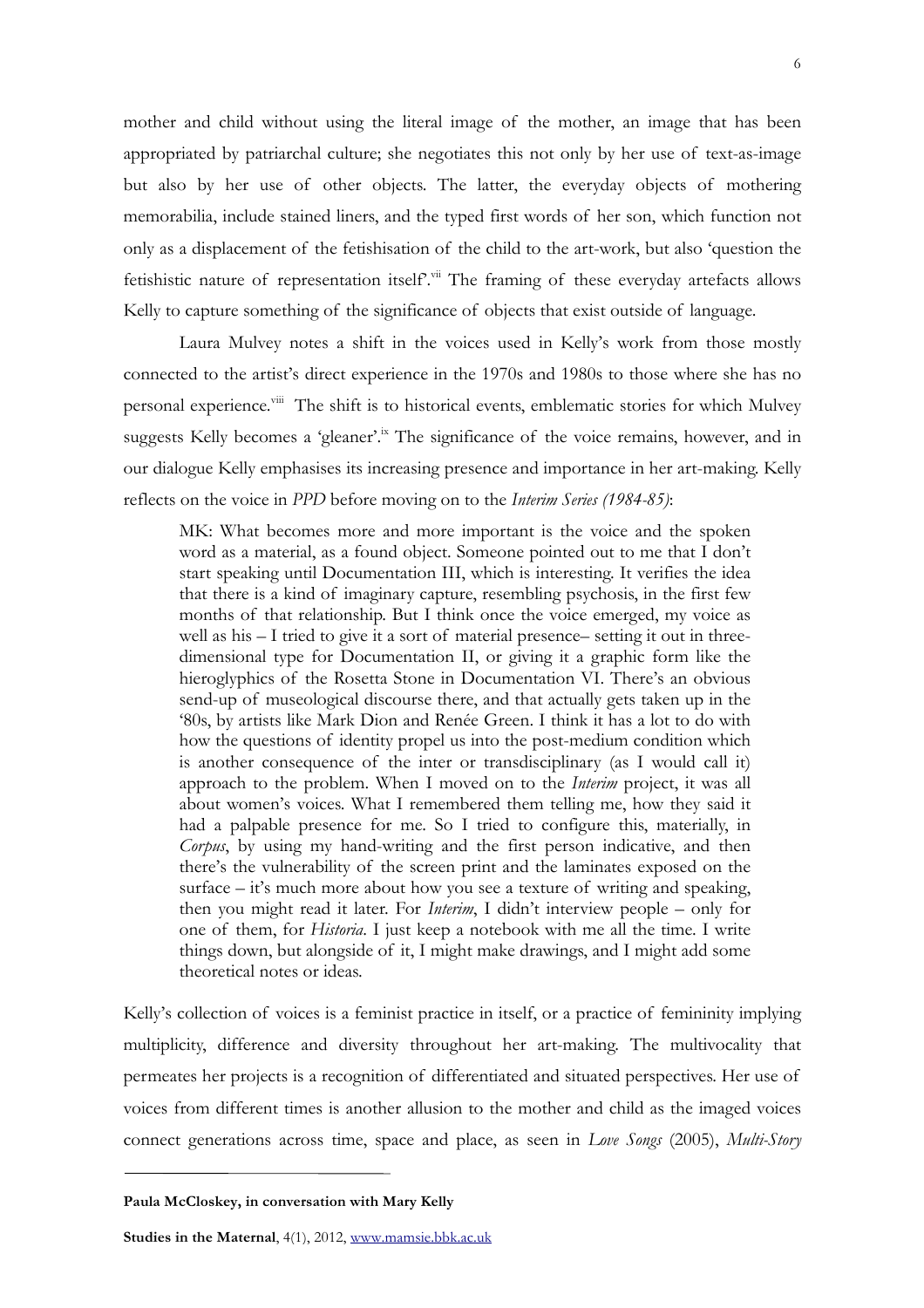mother and child without using the literal image of the mother, an image that has been appropriated by patriarchal culture; she negotiates this not only by her use of text-as-image but also by her use of other objects. The latter, the everyday objects of mothering memorabilia, include stained liners, and the typed first words of her son, which function not only as a displacement of the fetishisation of the child to the art-work, but also 'question the fetishistic nature of representation itself'.[vii] The framing of these everyday artefacts allows Kelly to capture something of the significance of objects that exist outside of language.

Laura Mulvey notes a shift in the voices used in Kelly's work from those mostly connected to the artist's direct experience in the 1970s and 1980s to those where she has no personal experience.[viii] The shift is to historical events, emblematic stories for which Mulvey suggests Kelly becomes a 'gleaner'.[ix] The significance of the voice remains, however, and in our dialogue Kelly emphasises its increasing presence and importance in her art-making. Kelly reflects on the voice in *PPD* before moving on to the *Interim Series (1984-85)*:

> MK: What becomes more and more important is the voice and the spoken word as a material, as a found object. Someone pointed out to me that I don't start speaking until Documentation III, which is interesting. It verifies the idea that there is a kind of imaginary capture, resembling psychosis, in the first few months of that relationship. But I think once the voice emerged, my voice as well as his – I tried to give it a sort of material presence– setting it out in three-dimensional type for Documentation II, or giving it a graphic form like the hieroglyphics of the Rosetta Stone in Documentation VI. There's an obvious send-up of museological discourse there, and that actually gets taken up in the '80s, by artists like Mark Dion and Renée Green. I think it has a lot to do with how the questions of identity propel us into the post-medium condition which is another consequence of the inter or transdisciplinary (as I would call it) approach to the problem. When I moved on to the *Interim* project, it was all about women's voices. What I remembered them telling me, how they said it had a palpable presence for me. So I tried to configure this, materially, in *Corpus*, by using my hand-writing and the first person indicative, and then there's the vulnerability of the screen print and the laminates exposed on the surface – it's much more about how you see a texture of writing and speaking, then you might read it later. For *Interim*, I didn't interview people – only for one of them, for *Historia*. I just keep a notebook with me all the time. I write things down, but alongside of it, I might make drawings, and I might add some theoretical notes or ideas.

Kelly's collection of voices is a feminist practice in itself, or a practice of femininity implying multiplicity, difference and diversity throughout her art-making. The multivocality that permeates her projects is a recognition of differentiated and situated perspectives. Her use of voices from different times is another allusion to the mother and child as the imaged voices connect generations across time, space and place, as seen in *Love Songs* (2005), *Multi-Story*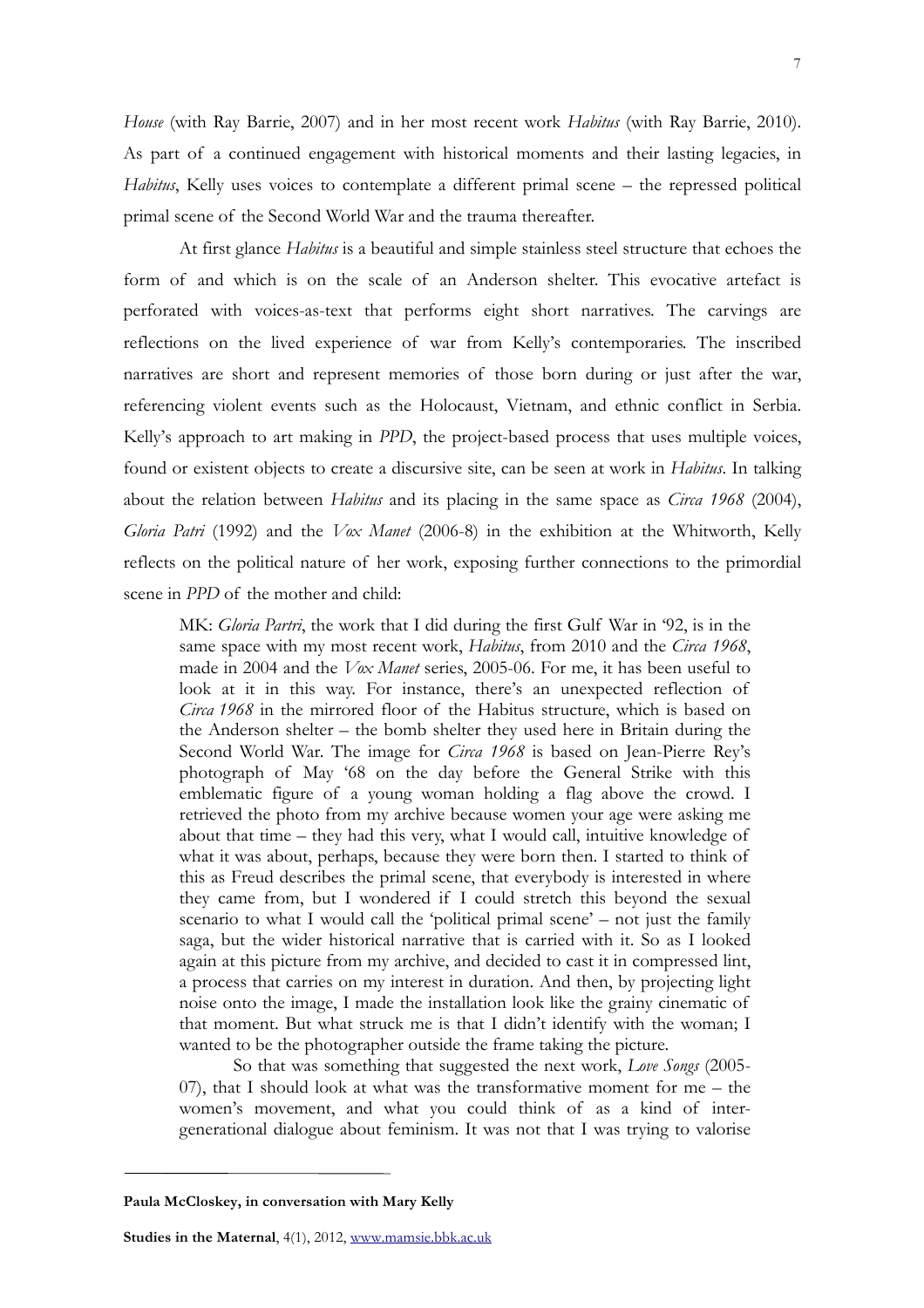*House* (with Ray Barrie, 2007) and in her most recent work *Habitus* (with Ray Barrie, 2010). As part of a continued engagement with historical moments and their lasting legacies, in *Habitus*, Kelly uses voices to contemplate a different primal scene – the repressed political primal scene of the Second World War and the trauma thereafter.

At first glance *Habitus* is a beautiful and simple stainless steel structure that echoes the form of and which is on the scale of an Anderson shelter. This evocative artefact is perforated with voices-as-text that performs eight short narratives. The carvings are reflections on the lived experience of war from Kelly's contemporaries. The inscribed narratives are short and represent memories of those born during or just after the war, referencing violent events such as the Holocaust, Vietnam, and ethnic conflict in Serbia. Kelly's approach to art making in *PPD*, the project-based process that uses multiple voices, found or existent objects to create a discursive site, can be seen at work in *Habitus*. In talking about the relation between *Habitus* and its placing in the same space as *Circa 1968* (2004), *Gloria Patri* (1992) and the *Vox Manet* (2006-8) in the exhibition at the Whitworth, Kelly reflects on the political nature of her work, exposing further connections to the primordial scene in *PPD* of the mother and child:

> MK: *Gloria Partri*, the work that I did during the first Gulf War in '92, is in the same space with my most recent work, *Habitus*, from 2010 and the *Circa 1968*, made in 2004 and the *Vox Manet* series, 2005-06. For me, it has been useful to look at it in this way. For instance, there's an unexpected reflection of *Circa 1968* in the mirrored floor of the Habitus structure, which is based on the Anderson shelter – the bomb shelter they used here in Britain during the Second World War. The image for *Circa 1968* is based on Jean-Pierre Rey's photograph of May '68 on the day before the General Strike with this emblematic figure of a young woman holding a flag above the crowd. I retrieved the photo from my archive because women your age were asking me about that time – they had this very, what I would call, intuitive knowledge of what it was about, perhaps, because they were born then. I started to think of this as Freud describes the primal scene, that everybody is interested in where they came from, but I wondered if I could stretch this beyond the sexual scenario to what I would call the 'political primal scene' – not just the family saga, but the wider historical narrative that is carried with it. So as I looked again at this picture from my archive, and decided to cast it in compressed lint, a process that carries on my interest in duration. And then, by projecting light noise onto the image, I made the installation look like the grainy cinematic of that moment. But what struck me is that I didn't identify with the woman; I wanted to be the photographer outside the frame taking the picture.
>
> So that was something that suggested the next work, *Love Songs* (2005-07), that I should look at what was the transformative moment for me – the women's movement, and what you could think of as a kind of inter-generational dialogue about feminism. It was not that I was trying to valorise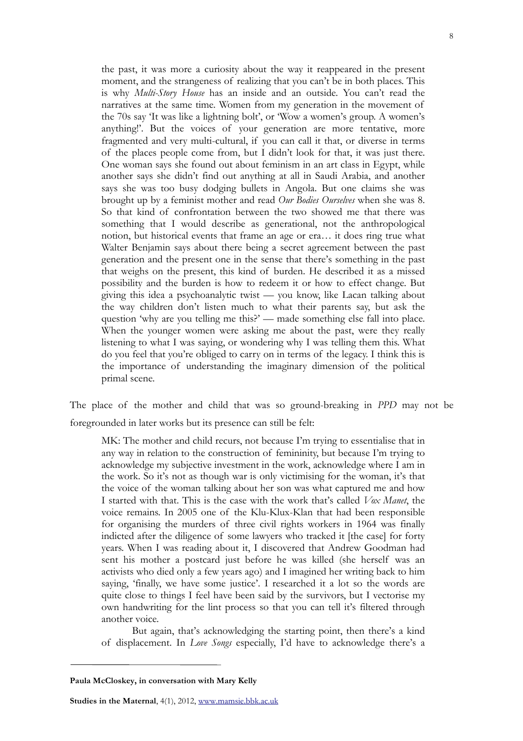> the past, it was more a curiosity about the way it reappeared in the present moment, and the strangeness of realizing that you can't be in both places. This is why *Multi-Story House* has an inside and an outside. You can't read the narratives at the same time. Women from my generation in the movement of the 70s say 'It was like a lightning bolt', or 'Wow a women's group. A women's anything!'. But the voices of your generation are more tentative, more fragmented and very multi-cultural, if you can call it that, or diverse in terms of the places people come from, but I didn't look for that, it was just there. One woman says she found out about feminism in an art class in Egypt, while another says she didn't find out anything at all in Saudi Arabia, and another says she was too busy dodging bullets in Angola. But one claims she was brought up by a feminist mother and read *Our Bodies Ourselves* when she was 8. So that kind of confrontation between the two showed me that there was something that I would describe as generational, not the anthropological notion, but historical events that frame an age or era… it does ring true what Walter Benjamin says about there being a secret agreement between the past generation and the present one in the sense that there's something in the past that weighs on the present, this kind of burden. He described it as a missed possibility and the burden is how to redeem it or how to effect change. But giving this idea a psychoanalytic twist — you know, like Lacan talking about the way children don't listen much to what their parents say, but ask the question 'why are you telling me this?' — made something else fall into place. When the younger women were asking me about the past, were they really listening to what I was saying, or wondering why I was telling them this. What do you feel that you're obliged to carry on in terms of the legacy. I think this is the importance of understanding the imaginary dimension of the political primal scene.

The place of the mother and child that was so ground-breaking in *PPD* may not be foregrounded in later works but its presence can still be felt:

> MK: The mother and child recurs, not because I'm trying to essentialise that in any way in relation to the construction of femininity, but because I'm trying to acknowledge my subjective investment in the work, acknowledge where I am in the work. So it's not as though war is only victimising for the woman, it's that the voice of the woman talking about her son was what captured me and how I started with that. This is the case with the work that's called *Vox Manet*, the voice remains. In 2005 one of the Klu-Klux-Klan that had been responsible for organising the murders of three civil rights workers in 1964 was finally indicted after the diligence of some lawyers who tracked it [the case] for forty years. When I was reading about it, I discovered that Andrew Goodman had sent his mother a postcard just before he was killed (she herself was an activists who died only a few years ago) and I imagined her writing back to him saying, 'finally, we have some justice'. I researched it a lot so the words are quite close to things I feel have been said by the survivors, but I vectorise my own handwriting for the lint process so that you can tell it's filtered through another voice.
>
> But again, that's acknowledging the starting point, then there's a kind of displacement. In *Love Songs* especially, I'd have to acknowledge there's a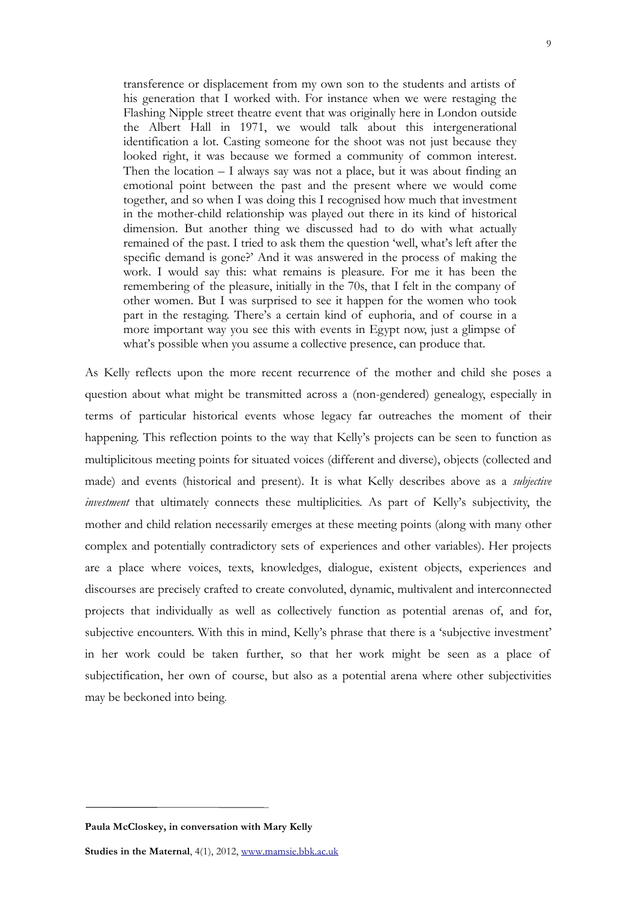> transference or displacement from my own son to the students and artists of his generation that I worked with. For instance when we were restaging the Flashing Nipple street theatre event that was originally here in London outside the Albert Hall in 1971, we would talk about this intergenerational identification a lot. Casting someone for the shoot was not just because they looked right, it was because we formed a community of common interest. Then the location – I always say was not a place, but it was about finding an emotional point between the past and the present where we would come together, and so when I was doing this I recognised how much that investment in the mother-child relationship was played out there in its kind of historical dimension. But another thing we discussed had to do with what actually remained of the past. I tried to ask them the question 'well, what's left after the specific demand is gone?' And it was answered in the process of making the work. I would say this: what remains is pleasure. For me it has been the remembering of the pleasure, initially in the 70s, that I felt in the company of other women. But I was surprised to see it happen for the women who took part in the restaging. There's a certain kind of euphoria, and of course in a more important way you see this with events in Egypt now, just a glimpse of what's possible when you assume a collective presence, can produce that.

As Kelly reflects upon the more recent recurrence of the mother and child she poses a question about what might be transmitted across a (non-gendered) genealogy, especially in terms of particular historical events whose legacy far outreaches the moment of their happening. This reflection points to the way that Kelly's projects can be seen to function as multiplicitous meeting points for situated voices (different and diverse), objects (collected and made) and events (historical and present). It is what Kelly describes above as a *subjective investment* that ultimately connects these multiplicities. As part of Kelly's subjectivity, the mother and child relation necessarily emerges at these meeting points (along with many other complex and potentially contradictory sets of experiences and other variables). Her projects are a place where voices, texts, knowledges, dialogue, existent objects, experiences and discourses are precisely crafted to create convoluted, dynamic, multivalent and interconnected projects that individually as well as collectively function as potential arenas of, and for, subjective encounters. With this in mind, Kelly's phrase that there is a 'subjective investment' in her work could be taken further, so that her work might be seen as a place of subjectification, her own of course, but also as a potential arena where other subjectivities may be beckoned into being.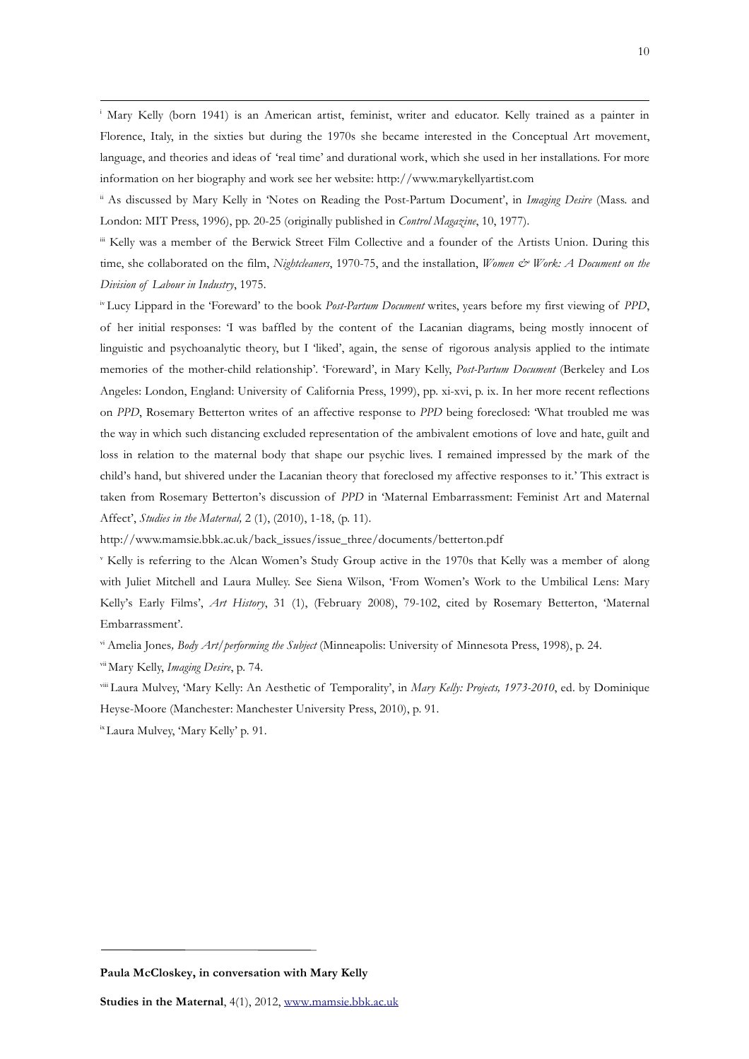[i] Mary Kelly (born 1941) is an American artist, feminist, writer and educator. Kelly trained as a painter in Florence, Italy, in the sixties but during the 1970s she became interested in the Conceptual Art movement, language, and theories and ideas of 'real time' and durational work, which she used in her installations. For more information on her biography and work see her website: http://www.marykellyartist.com

[ii] As discussed by Mary Kelly in 'Notes on Reading the Post-Partum Document', in *Imaging Desire* (Mass. and London: MIT Press, 1996), pp. 20-25 (originally published in *Control Magazine*, 10, 1977).

[iii] Kelly was a member of the Berwick Street Film Collective and a founder of the Artists Union. During this time, she collaborated on the film, *Nightcleaners*, 1970-75, and the installation, *Women & Work: A Document on the Division of Labour in Industry*, 1975.

[iv] Lucy Lippard in the 'Foreward' to the book *Post-Partum Document* writes, years before my first viewing of *PPD*, of her initial responses: 'I was baffled by the content of the Lacanian diagrams, being mostly innocent of linguistic and psychoanalytic theory, but I 'liked', again, the sense of rigorous analysis applied to the intimate memories of the mother-child relationship'. 'Foreward', in Mary Kelly, *Post-Partum Document* (Berkeley and Los Angeles: London, England: University of California Press, 1999), pp. xi-xvi, p. ix. In her more recent reflections on *PPD*, Rosemary Betterton writes of an affective response to *PPD* being foreclosed: 'What troubled me was the way in which such distancing excluded representation of the ambivalent emotions of love and hate, guilt and loss in relation to the maternal body that shape our psychic lives. I remained impressed by the mark of the child's hand, but shivered under the Lacanian theory that foreclosed my affective responses to it.' This extract is taken from Rosemary Betterton's discussion of *PPD* in 'Maternal Embarrassment: Feminist Art and Maternal Affect', *Studies in the Maternal,* 2 (1), (2010), 1-18, (p. 11).

http://www.mamsie.bbk.ac.uk/back_issues/issue_three/documents/betterton.pdf

[v] Kelly is referring to the Alcan Women's Study Group active in the 1970s that Kelly was a member of along with Juliet Mitchell and Laura Mulley. See Siena Wilson, 'From Women's Work to the Umbilical Lens: Mary Kelly's Early Films', *Art History*, 31 (1), (February 2008), 79-102, cited by Rosemary Betterton, 'Maternal Embarrassment'.

[vi] Amelia Jones, *Body Art/performing the Subject* (Minneapolis: University of Minnesota Press, 1998), p. 24.

[vii] Mary Kelly, *Imaging Desire*, p. 74.

[viii] Laura Mulvey, 'Mary Kelly: An Aesthetic of Temporality', in *Mary Kelly: Projects, 1973-2010*, ed. by Dominique Heyse-Moore (Manchester: Manchester University Press, 2010), p. 91.

[ix] Laura Mulvey, 'Mary Kelly' p. 91.